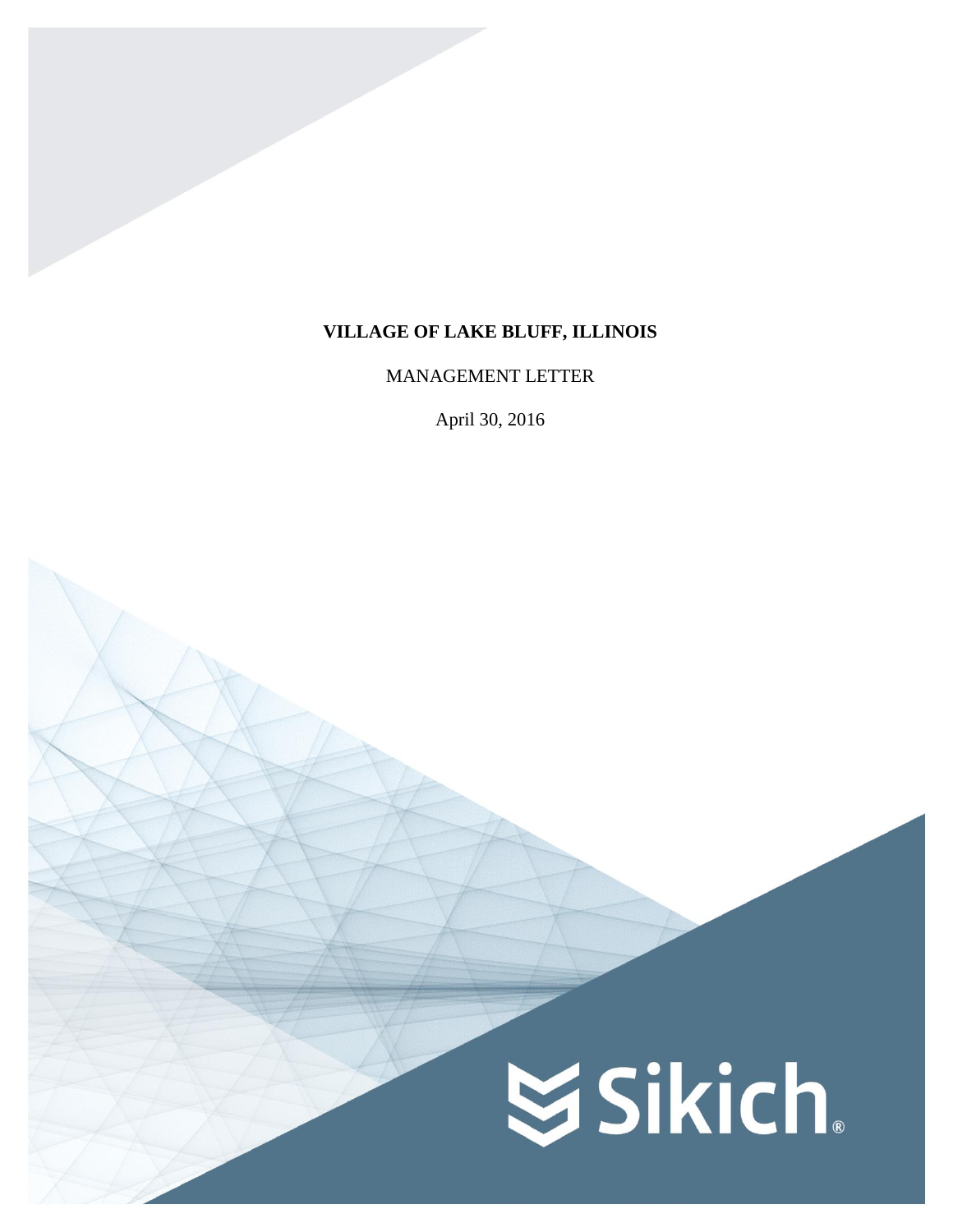# VILLAGE OF LAKE BLUFF, ILLINOIS

MANAGEMENT LETTER

April 30, 2016

Sikich®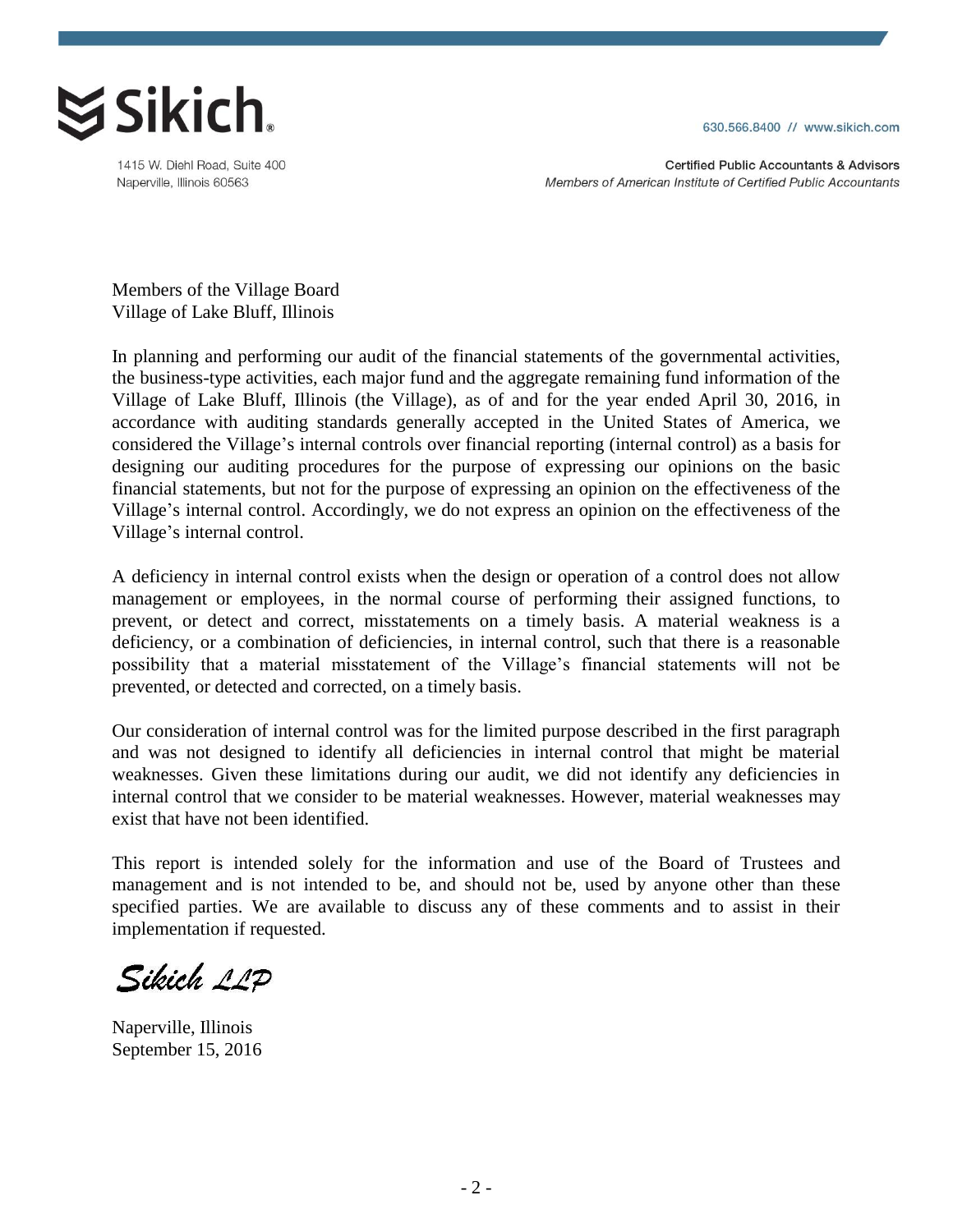**Sikich.**

1415 W. Diehl Road, Suite 400
Naperville, Illinois 60563

630.566.8400 // www.sikich.com

**Certified Public Accountants & Advisors**
*Members of American Institute of Certified Public Accountants*

Members of the Village Board
Village of Lake Bluff, Illinois

In planning and performing our audit of the financial statements of the governmental activities, the business-type activities, each major fund and the aggregate remaining fund information of the Village of Lake Bluff, Illinois (the Village), as of and for the year ended April 30, 2016, in accordance with auditing standards generally accepted in the United States of America, we considered the Village's internal controls over financial reporting (internal control) as a basis for designing our auditing procedures for the purpose of expressing our opinions on the basic financial statements, but not for the purpose of expressing an opinion on the effectiveness of the Village's internal control. Accordingly, we do not express an opinion on the effectiveness of the Village's internal control.

A deficiency in internal control exists when the design or operation of a control does not allow management or employees, in the normal course of performing their assigned functions, to prevent, or detect and correct, misstatements on a timely basis. A material weakness is a deficiency, or a combination of deficiencies, in internal control, such that there is a reasonable possibility that a material misstatement of the Village's financial statements will not be prevented, or detected and corrected, on a timely basis.

Our consideration of internal control was for the limited purpose described in the first paragraph and was not designed to identify all deficiencies in internal control that might be material weaknesses. Given these limitations during our audit, we did not identify any deficiencies in internal control that we consider to be material weaknesses. However, material weaknesses may exist that have not been identified.

This report is intended solely for the information and use of the Board of Trustees and management and is not intended to be, and should not be, used by anyone other than these specified parties. We are available to discuss any of these comments and to assist in their implementation if requested.

*Sikich LLP*

Naperville, Illinois
September 15, 2016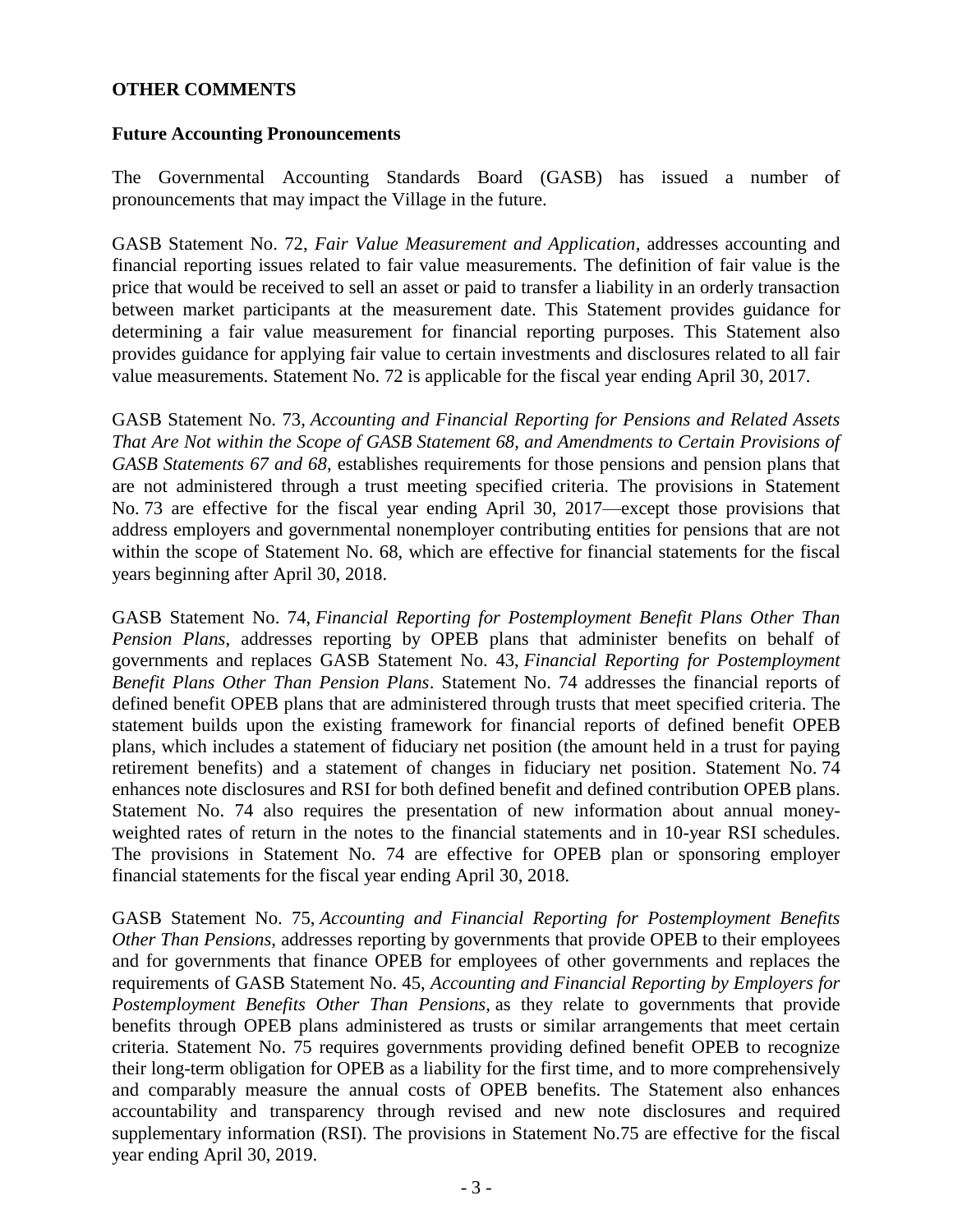## OTHER COMMENTS

### Future Accounting Pronouncements

The Governmental Accounting Standards Board (GASB) has issued a number of pronouncements that may impact the Village in the future.

GASB Statement No. 72, *Fair Value Measurement and Application*, addresses accounting and financial reporting issues related to fair value measurements. The definition of fair value is the price that would be received to sell an asset or paid to transfer a liability in an orderly transaction between market participants at the measurement date. This Statement provides guidance for determining a fair value measurement for financial reporting purposes. This Statement also provides guidance for applying fair value to certain investments and disclosures related to all fair value measurements. Statement No. 72 is applicable for the fiscal year ending April 30, 2017.

GASB Statement No. 73, *Accounting and Financial Reporting for Pensions and Related Assets That Are Not within the Scope of GASB Statement 68, and Amendments to Certain Provisions of GASB Statements 67 and 68*, establishes requirements for those pensions and pension plans that are not administered through a trust meeting specified criteria. The provisions in Statement No. 73 are effective for the fiscal year ending April 30, 2017—except those provisions that address employers and governmental nonemployer contributing entities for pensions that are not within the scope of Statement No. 68, which are effective for financial statements for the fiscal years beginning after April 30, 2018.

GASB Statement No. 74, *Financial Reporting for Postemployment Benefit Plans Other Than Pension Plans*, addresses reporting by OPEB plans that administer benefits on behalf of governments and replaces GASB Statement No. 43, *Financial Reporting for Postemployment Benefit Plans Other Than Pension Plans*. Statement No. 74 addresses the financial reports of defined benefit OPEB plans that are administered through trusts that meet specified criteria. The statement builds upon the existing framework for financial reports of defined benefit OPEB plans, which includes a statement of fiduciary net position (the amount held in a trust for paying retirement benefits) and a statement of changes in fiduciary net position. Statement No. 74 enhances note disclosures and RSI for both defined benefit and defined contribution OPEB plans. Statement No. 74 also requires the presentation of new information about annual money-weighted rates of return in the notes to the financial statements and in 10-year RSI schedules. The provisions in Statement No. 74 are effective for OPEB plan or sponsoring employer financial statements for the fiscal year ending April 30, 2018.

GASB Statement No. 75, *Accounting and Financial Reporting for Postemployment Benefits Other Than Pensions*, addresses reporting by governments that provide OPEB to their employees and for governments that finance OPEB for employees of other governments and replaces the requirements of GASB Statement No. 45, *Accounting and Financial Reporting by Employers for Postemployment Benefits Other Than Pensions*, as they relate to governments that provide benefits through OPEB plans administered as trusts or similar arrangements that meet certain criteria. Statement No. 75 requires governments providing defined benefit OPEB to recognize their long-term obligation for OPEB as a liability for the first time, and to more comprehensively and comparably measure the annual costs of OPEB benefits. The Statement also enhances accountability and transparency through revised and new note disclosures and required supplementary information (RSI). The provisions in Statement No.75 are effective for the fiscal year ending April 30, 2019.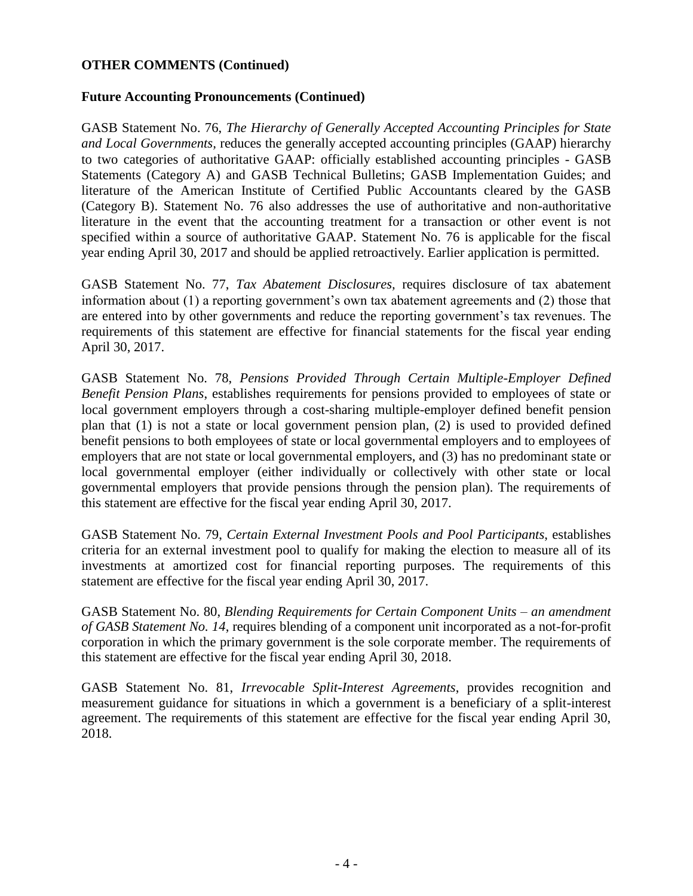**OTHER COMMENTS (Continued)**

**Future Accounting Pronouncements (Continued)**

GASB Statement No. 76, *The Hierarchy of Generally Accepted Accounting Principles for State and Local Governments,* reduces the generally accepted accounting principles (GAAP) hierarchy to two categories of authoritative GAAP: officially established accounting principles - GASB Statements (Category A) and GASB Technical Bulletins; GASB Implementation Guides; and literature of the American Institute of Certified Public Accountants cleared by the GASB (Category B). Statement No. 76 also addresses the use of authoritative and non-authoritative literature in the event that the accounting treatment for a transaction or other event is not specified within a source of authoritative GAAP. Statement No. 76 is applicable for the fiscal year ending April 30, 2017 and should be applied retroactively. Earlier application is permitted.

GASB Statement No. 77, *Tax Abatement Disclosures,* requires disclosure of tax abatement information about (1) a reporting government's own tax abatement agreements and (2) those that are entered into by other governments and reduce the reporting government's tax revenues. The requirements of this statement are effective for financial statements for the fiscal year ending April 30, 2017.

GASB Statement No. 78, *Pensions Provided Through Certain Multiple-Employer Defined Benefit Pension Plans*, establishes requirements for pensions provided to employees of state or local government employers through a cost-sharing multiple-employer defined benefit pension plan that (1) is not a state or local government pension plan, (2) is used to provided defined benefit pensions to both employees of state or local governmental employers and to employees of employers that are not state or local governmental employers, and (3) has no predominant state or local governmental employer (either individually or collectively with other state or local governmental employers that provide pensions through the pension plan). The requirements of this statement are effective for the fiscal year ending April 30, 2017.

GASB Statement No. 79, *Certain External Investment Pools and Pool Participants*, establishes criteria for an external investment pool to qualify for making the election to measure all of its investments at amortized cost for financial reporting purposes. The requirements of this statement are effective for the fiscal year ending April 30, 2017.

GASB Statement No. 80, *Blending Requirements for Certain Component Units – an amendment of GASB Statement No. 14*, requires blending of a component unit incorporated as a not-for-profit corporation in which the primary government is the sole corporate member. The requirements of this statement are effective for the fiscal year ending April 30, 2018.

GASB Statement No. 81, *Irrevocable Split-Interest Agreements*, provides recognition and measurement guidance for situations in which a government is a beneficiary of a split-interest agreement. The requirements of this statement are effective for the fiscal year ending April 30, 2018.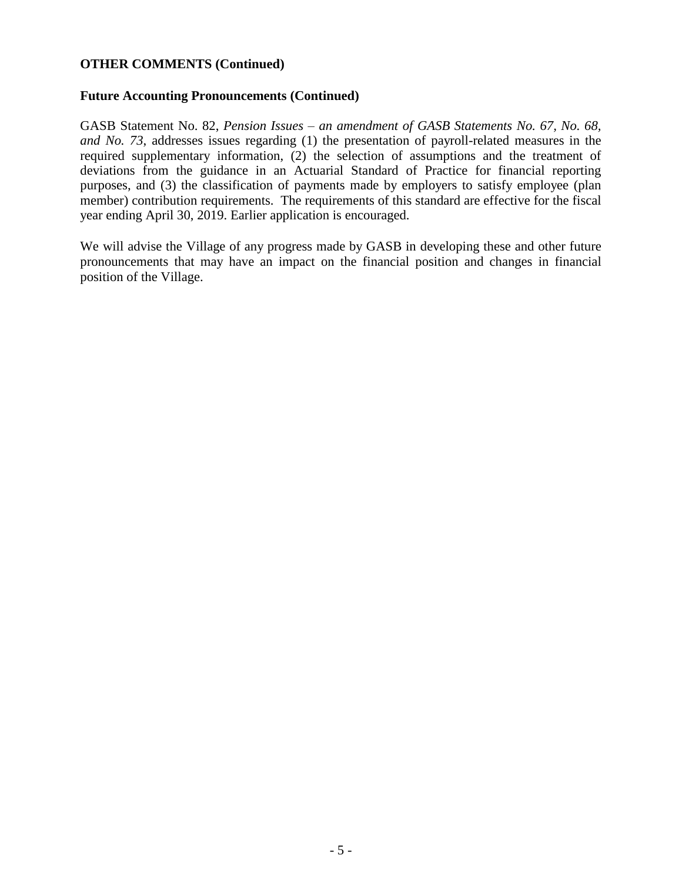**OTHER COMMENTS (Continued)**

**Future Accounting Pronouncements (Continued)**

GASB Statement No. 82, *Pension Issues – an amendment of GASB Statements No. 67, No. 68, and No. 73*, addresses issues regarding (1) the presentation of payroll-related measures in the required supplementary information, (2) the selection of assumptions and the treatment of deviations from the guidance in an Actuarial Standard of Practice for financial reporting purposes, and (3) the classification of payments made by employers to satisfy employee (plan member) contribution requirements. The requirements of this standard are effective for the fiscal year ending April 30, 2019. Earlier application is encouraged.

We will advise the Village of any progress made by GASB in developing these and other future pronouncements that may have an impact on the financial position and changes in financial position of the Village.